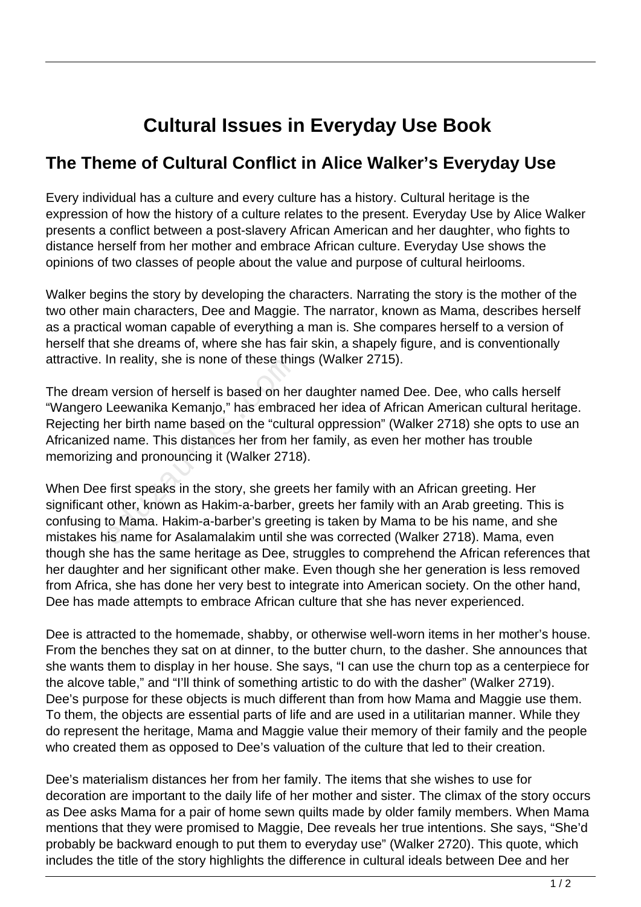# Cultural Issues in Everyday Use Book

## The Theme of Cultural Conflict in Alice Walker's Everyday Use

Every individual has a culture and every culture has a history. Cultural heritage is the expression of how the history of a culture relates to the present. Everyday Use by Alice Walker presents a conflict between a post-slavery African American and her daughter, who fights to distance herself from her mother and embrace African culture. Everyday Use shows the opinions of two classes of people about the value and purpose of cultural heirlooms.

Walker begins the story by developing the characters. Narrating the story is the mother of the two other main characters, Dee and Maggie. The narrator, known as Mama, describes herself as a practical woman capable of everything a man is. She compares herself to a version of herself that she dreams of, where she has fair skin, a shapely figure, and is conventionally attractive. In reality, she is none of these things (Walker 2715).

The dream version of herself is based on her daughter named Dee. Dee, who calls herself "Wangero Leewanika Kemanjo," has embraced her idea of African American cultural heritage. Rejecting her birth name based on the "cultural oppression" (Walker 2718) she opts to use an Africanized name. This distances her from her family, as even her mother has trouble memorizing and pronouncing it (Walker 2718).

When Dee first speaks in the story, she greets her family with an African greeting. Her significant other, known as Hakim-a-barber, greets her family with an Arab greeting. This is confusing to Mama. Hakim-a-barber's greeting is taken by Mama to be his name, and she mistakes his name for Asalamalakim until she was corrected (Walker 2718). Mama, even though she has the same heritage as Dee, struggles to comprehend the African references that her daughter and her significant other make. Even though she her generation is less removed from Africa, she has done her very best to integrate into American society. On the other hand, Dee has made attempts to embrace African culture that she has never experienced.

Dee is attracted to the homemade, shabby, or otherwise well-worn items in her mother's house. From the benches they sat on at dinner, to the butter churn, to the dasher. She announces that she wants them to display in her house. She says, "I can use the churn top as a centerpiece for the alcove table," and "I'll think of something artistic to do with the dasher" (Walker 2719). Dee's purpose for these objects is much different than from how Mama and Maggie use them. To them, the objects are essential parts of life and are used in a utilitarian manner. While they do represent the heritage, Mama and Maggie value their memory of their family and the people who created them as opposed to Dee's valuation of the culture that led to their creation.

Dee's materialism distances her from her family. The items that she wishes to use for decoration are important to the daily life of her mother and sister. The climax of the story occurs as Dee asks Mama for a pair of home sewn quilts made by older family members. When Mama mentions that they were promised to Maggie, Dee reveals her true intentions. She says, "She'd probably be backward enough to put them to everyday use" (Walker 2720). This quote, which includes the title of the story highlights the difference in cultural ideals between Dee and her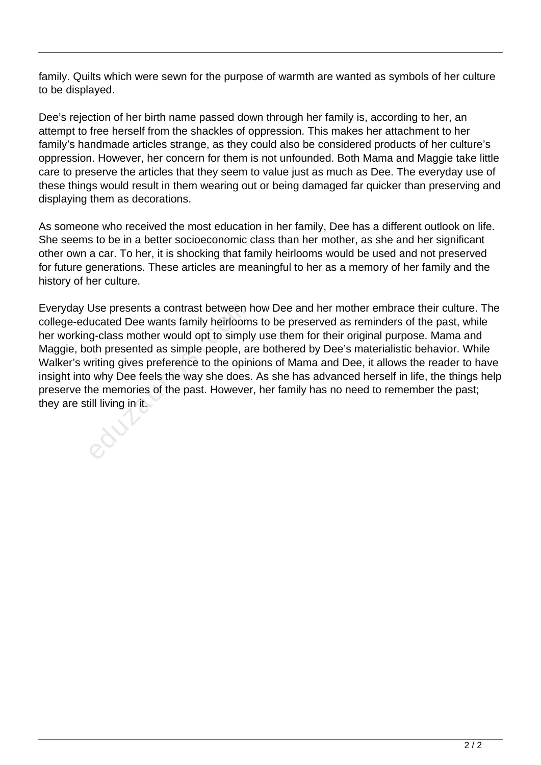family. Quilts which were sewn for the purpose of warmth are wanted as symbols of her culture to be displayed.

Dee's rejection of her birth name passed down through her family is, according to her, an attempt to free herself from the shackles of oppression. This makes her attachment to her family's handmade articles strange, as they could also be considered products of her culture's oppression. However, her concern for them is not unfounded. Both Mama and Maggie take little care to preserve the articles that they seem to value just as much as Dee. The everyday use of these things would result in them wearing out or being damaged far quicker than preserving and displaying them as decorations.

As someone who received the most education in her family, Dee has a different outlook on life. She seems to be in a better socioeconomic class than her mother, as she and her significant other own a car. To her, it is shocking that family heirlooms would be used and not preserved for future generations. These articles are meaningful to her as a memory of her family and the history of her culture.

Everyday Use presents a contrast between how Dee and her mother embrace their culture. The college-educated Dee wants family heirlooms to be preserved as reminders of the past, while her working-class mother would opt to simply use them for their original purpose. Mama and Maggie, both presented as simple people, are bothered by Dee's materialistic behavior. While Walker's writing gives preference to the opinions of Mama and Dee, it allows the reader to have insight into why Dee feels the way she does. As she has advanced herself in life, the things help preserve the memories of the past. However, her family has no need to remember the past; they are still living in it.